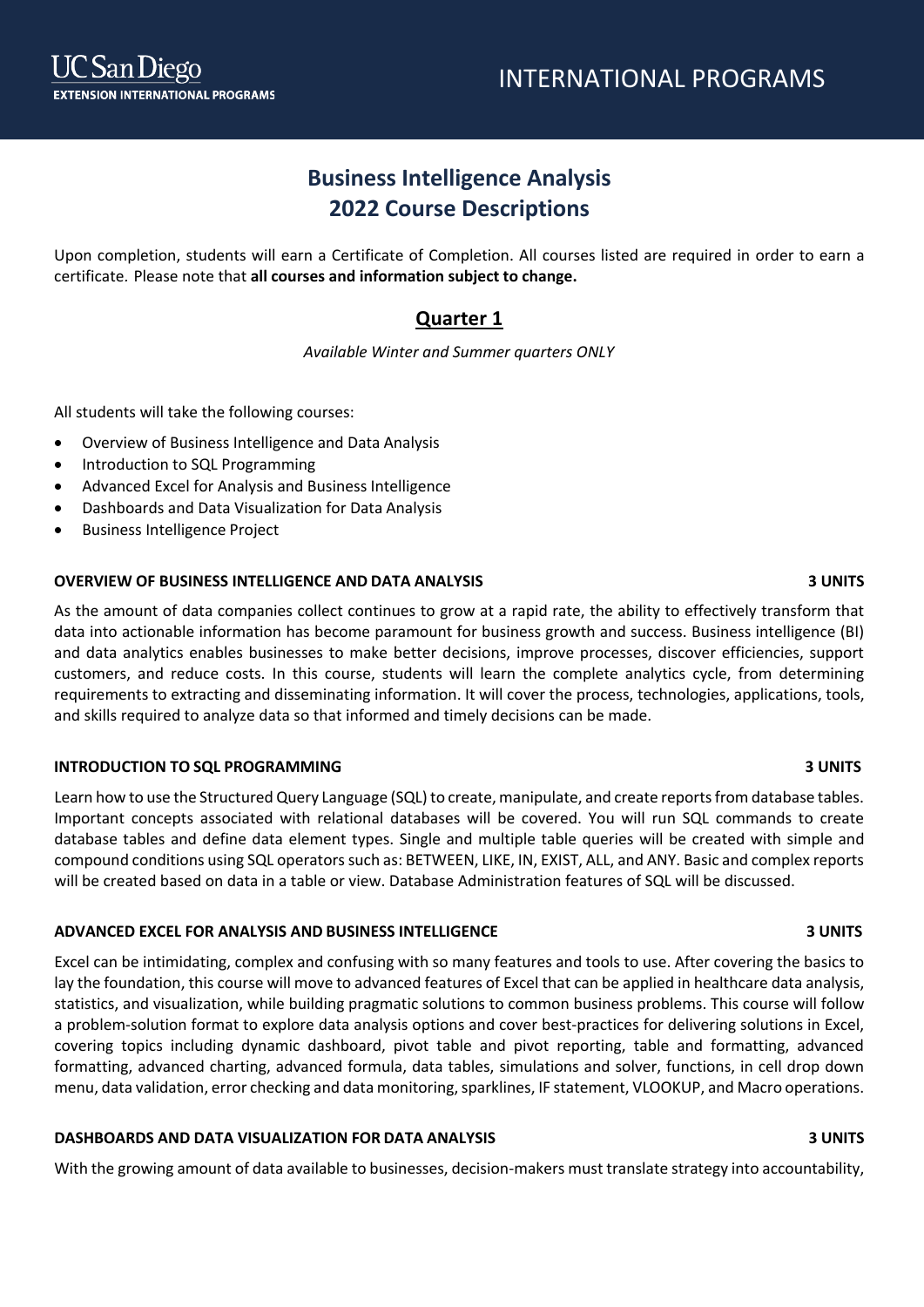# Business Intelligence Analysis
# 2022 Course Descriptions

Upon completion, students will earn a Certificate of Completion. All courses listed are required in order to earn a certificate. Please note that **all courses and information subject to change.**

## Quarter 1

*Available Winter and Summer quarters ONLY*

All students will take the following courses:

- Overview of Business Intelligence and Data Analysis
- Introduction to SQL Programming
- Advanced Excel for Analysis and Business Intelligence
- Dashboards and Data Visualization for Data Analysis
- Business Intelligence Project

### OVERVIEW OF BUSINESS INTELLIGENCE AND DATA ANALYSIS — 3 UNITS

As the amount of data companies collect continues to grow at a rapid rate, the ability to effectively transform that data into actionable information has become paramount for business growth and success. Business intelligence (BI) and data analytics enables businesses to make better decisions, improve processes, discover efficiencies, support customers, and reduce costs. In this course, students will learn the complete analytics cycle, from determining requirements to extracting and disseminating information. It will cover the process, technologies, applications, tools, and skills required to analyze data so that informed and timely decisions can be made.

### INTRODUCTION TO SQL PROGRAMMING — 3 UNITS

Learn how to use the Structured Query Language (SQL) to create, manipulate, and create reports from database tables. Important concepts associated with relational databases will be covered. You will run SQL commands to create database tables and define data element types. Single and multiple table queries will be created with simple and compound conditions using SQL operators such as: BETWEEN, LIKE, IN, EXIST, ALL, and ANY. Basic and complex reports will be created based on data in a table or view. Database Administration features of SQL will be discussed.

### ADVANCED EXCEL FOR ANALYSIS AND BUSINESS INTELLIGENCE — 3 UNITS

Excel can be intimidating, complex and confusing with so many features and tools to use. After covering the basics to lay the foundation, this course will move to advanced features of Excel that can be applied in healthcare data analysis, statistics, and visualization, while building pragmatic solutions to common business problems. This course will follow a problem-solution format to explore data analysis options and cover best-practices for delivering solutions in Excel, covering topics including dynamic dashboard, pivot table and pivot reporting, table and formatting, advanced formatting, advanced charting, advanced formula, data tables, simulations and solver, functions, in cell drop down menu, data validation, error checking and data monitoring, sparklines, IF statement, VLOOKUP, and Macro operations.

### DASHBOARDS AND DATA VISUALIZATION FOR DATA ANALYSIS — 3 UNITS

With the growing amount of data available to businesses, decision-makers must translate strategy into accountability,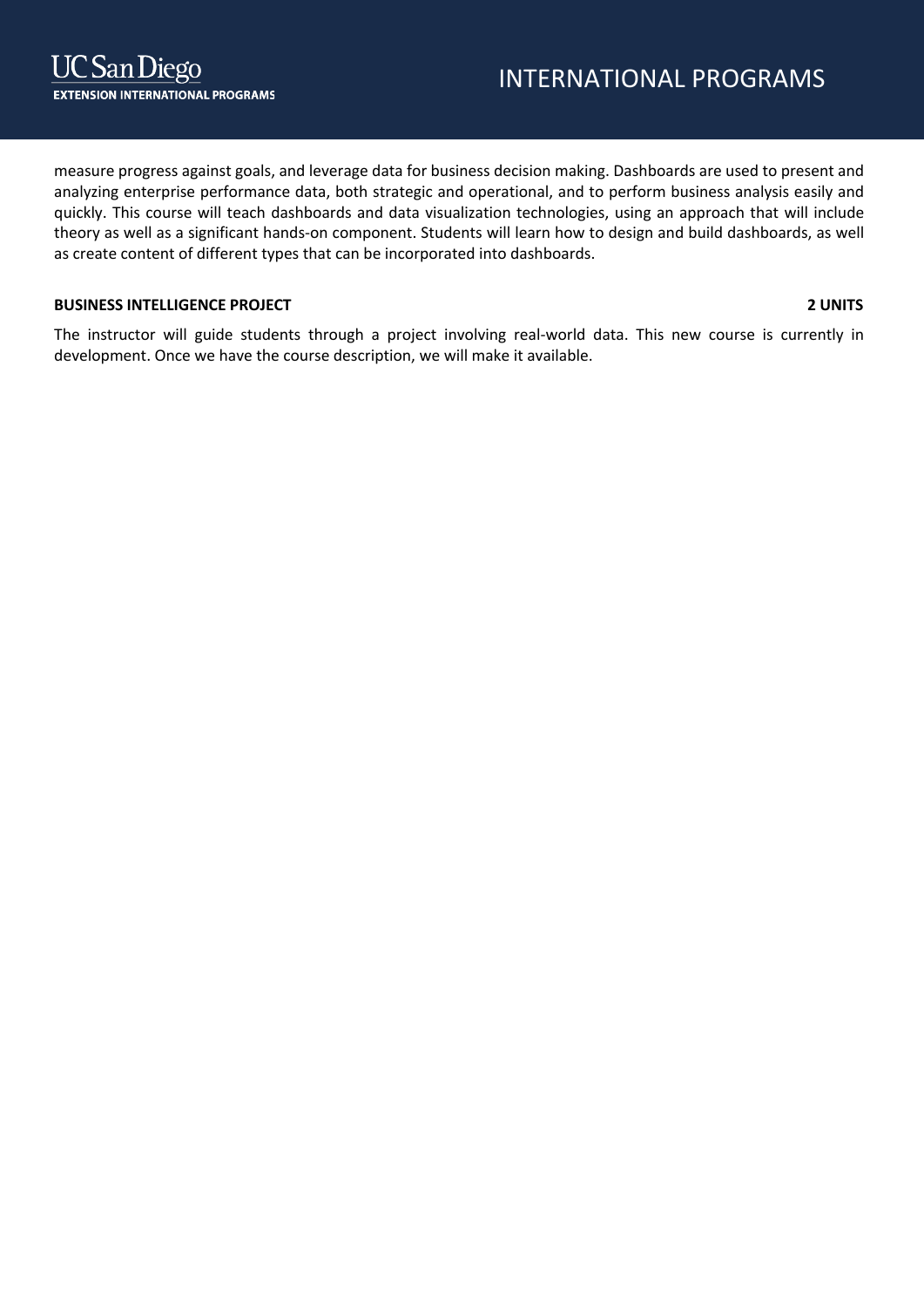measure progress against goals, and leverage data for business decision making. Dashboards are used to present and analyzing enterprise performance data, both strategic and operational, and to perform business analysis easily and quickly. This course will teach dashboards and data visualization technologies, using an approach that will include theory as well as a significant hands-on component. Students will learn how to design and build dashboards, as well as create content of different types that can be incorporated into dashboards.

**BUSINESS INTELLIGENCE PROJECT** **2 UNITS**

The instructor will guide students through a project involving real-world data. This new course is currently in development. Once we have the course description, we will make it available.